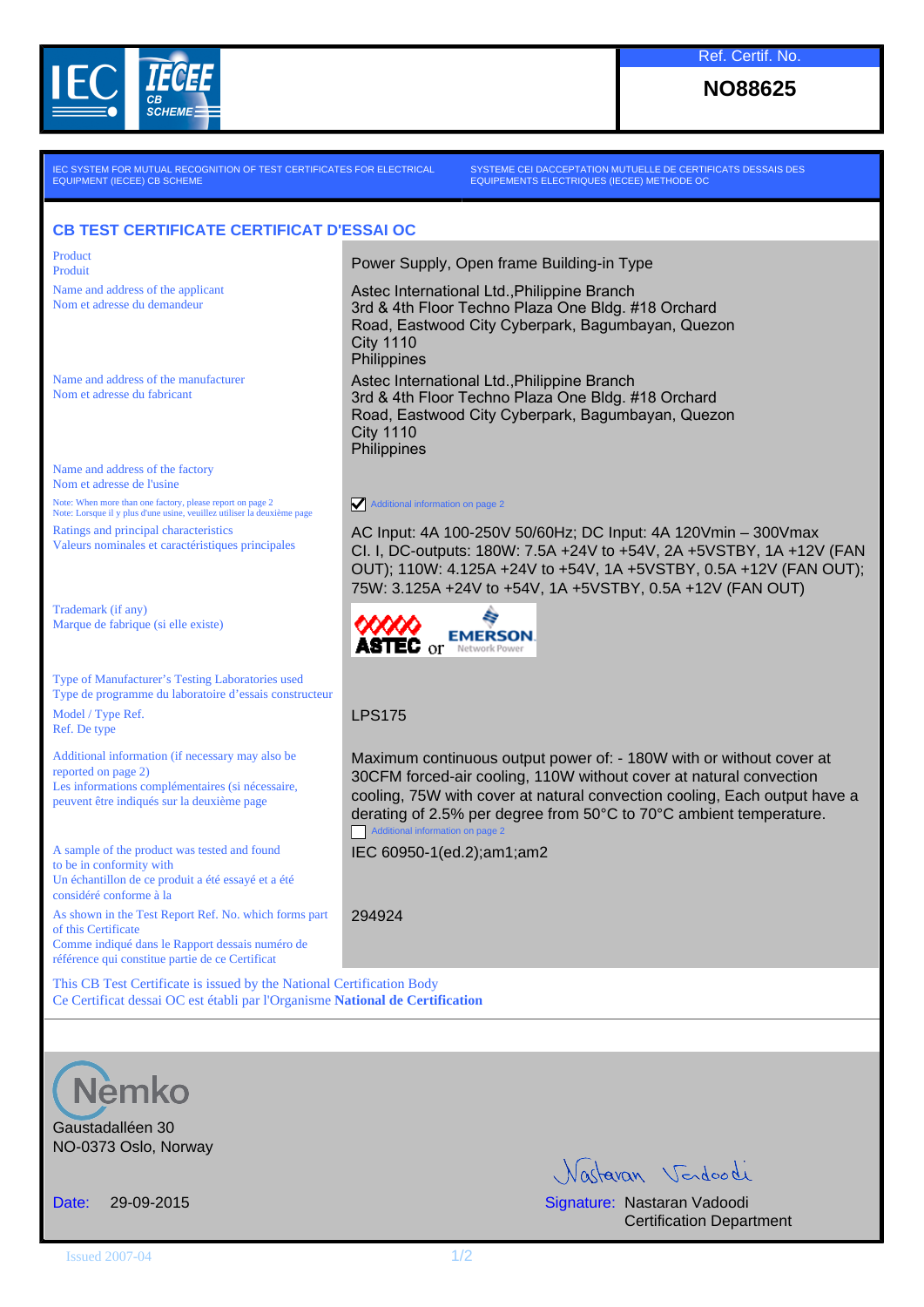Ref. Certif. No.

**NO88625**

IEC SYSTEM FOR MUTUAL RECOGNITION OF TEST CERTIFICATES FOR ELECTRICAL EQUIPMENT (IECEE) CB SCHEME

SYSTEME CEI DACCEPTATION MUTUELLE DE CERTIFICATS DESSAIS DES EQUIPEMENTS ELECTRIQUES (IECEE) METHODE OC

## CB TEST CERTIFICATE CERTIFICAT D'ESSAI OC

| | |
|---|---|
| Product<br>Produit | Power Supply, Open frame Building-in Type |
| Name and address of the applicant<br>Nom et adresse du demandeur | Astec International Ltd.,Philippine Branch<br>3rd & 4th Floor Techno Plaza One Bldg. #18 Orchard Road, Eastwood City Cyberpark, Bagumbayan, Quezon City 1110<br>Philippines |
| Name and address of the manufacturer<br>Nom et adresse du fabricant | Astec International Ltd.,Philippine Branch<br>3rd & 4th Floor Techno Plaza One Bldg. #18 Orchard Road, Eastwood City Cyberpark, Bagumbayan, Quezon City 1110<br>Philippines |
| Name and address of the factory<br>Nom et adresse de l'usine<br>Note: When more than one factory, please report on page 2<br>Note: Lorsque il y plus d'une usine, veuillez utiliser la deuxième page | ☑ Additional information on page 2 |
| Ratings and principal characteristics<br>Valeurs nominales et caractéristiques principales | AC Input: 4A 100-250V 50/60Hz; DC Input: 4A 120Vmin – 300Vmax<br>Cl. I, DC-outputs: 180W: 7.5A +24V to +54V, 2A +5VSTBY, 1A +12V (FAN OUT); 110W: 4.125A +24V to +54V, 1A +5VSTBY, 0.5A +12V (FAN OUT); 75W: 3.125A +24V to +54V, 1A +5VSTBY, 0.5A +12V (FAN OUT) |
| Trademark (if any)<br>Marque de fabrique (si elle existe) | ASTEC or EMERSON Network Power |
| Type of Manufacturer's Testing Laboratories used<br>Type de programme du laboratoire d'essais constructeur | |
| Model / Type Ref.<br>Ref. De type | LPS175 |
| Additional information (if necessary may also be reported on page 2)<br>Les informations complémentaires (si nécessaire, peuvent être indiqués sur la deuxième page | Maximum continuous output power of: - 180W with or without cover at 30CFM forced-air cooling, 110W without cover at natural convection cooling, 75W with cover at natural convection cooling, Each output have a derating of 2.5% per degree from 50°C to 70°C ambient temperature.<br>☐ Additional information on page 2 |
| A sample of the product was tested and found to be in conformity with<br>Un échantillon de ce produit a été essayé et a été considéré conforme à la | IEC 60950-1(ed.2);am1;am2 |
| As shown in the Test Report Ref. No. which forms part of this Certificate<br>Comme indiqué dans le Rapport dessais numéro de référence qui constitue partie de ce Certificat | 294924 |

This CB Test Certificate is issued by the National Certification Body
Ce Certificat dessai OC est établi par l'Organisme **National de Certification**

Nemko
Gaustadalléen 30
NO-0373 Oslo, Norway

Date: 29-09-2015

Signature: Nastaran Vadoodi
Certification Department

Issued 2007-04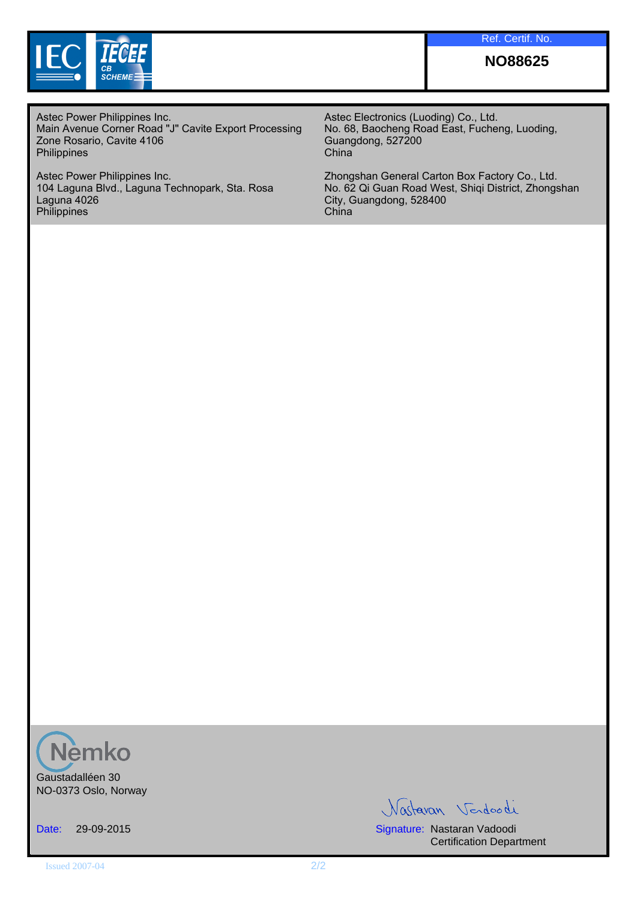Ref. Certif. No.

**NO88625**

Astec Power Philippines Inc.
Main Avenue Corner Road "J" Cavite Export Processing Zone Rosario, Cavite 4106
Philippines

Astec Power Philippines Inc.
104 Laguna Blvd., Laguna Technopark, Sta. Rosa Laguna 4026
Philippines

Astec Electronics (Luoding) Co., Ltd.
No. 68, Baocheng Road East, Fucheng, Luoding, Guangdong, 527200
China

Zhongshan General Carton Box Factory Co., Ltd.
No. 62 Qi Guan Road West, Shiqi District, Zhongshan City, Guangdong, 528400
China

Nemko
Gaustadalléen 30
NO-0373 Oslo, Norway

Date: 29-09-2015

Signature: Nastaran Vadoodi
Certification Department

Issued 2007-04